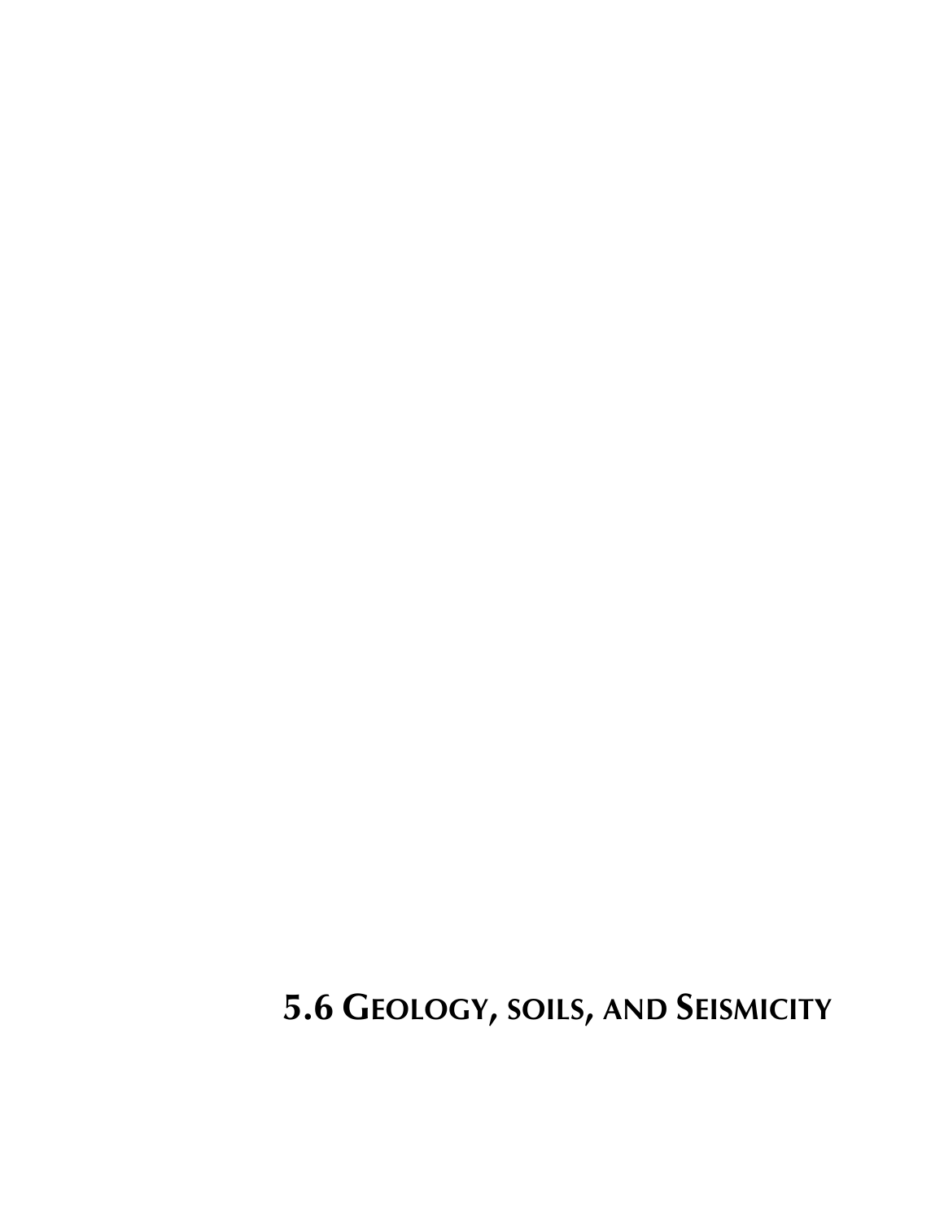# 5.6 Geology, soils, and Seismicity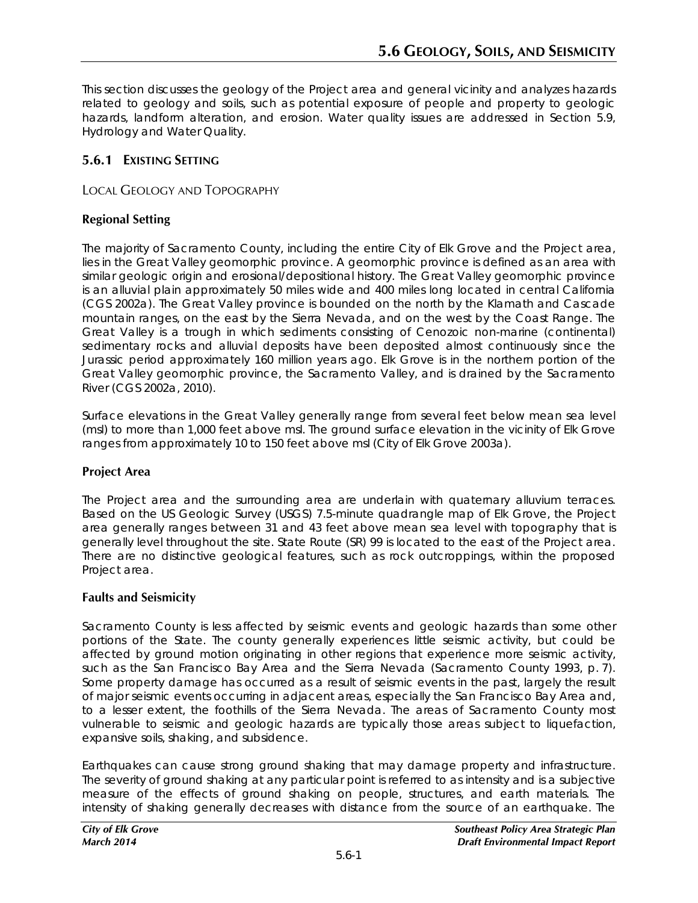# 5.6 Geology, Soils, and Seismicity

This section discusses the geology of the Project area and general vicinity and analyzes hazards related to geology and soils, such as potential exposure of people and property to geologic hazards, landform alteration, and erosion. Water quality issues are addressed in Section 5.9, Hydrology and Water Quality.

## 5.6.1 Existing Setting

### Local Geology and Topography

#### Regional Setting

The majority of Sacramento County, including the entire City of Elk Grove and the Project area, lies in the Great Valley geomorphic province. A geomorphic province is defined as an area with similar geologic origin and erosional/depositional history. The Great Valley geomorphic province is an alluvial plain approximately 50 miles wide and 400 miles long located in central California (CGS 2002a). The Great Valley province is bounded on the north by the Klamath and Cascade mountain ranges, on the east by the Sierra Nevada, and on the west by the Coast Range. The Great Valley is a trough in which sediments consisting of Cenozoic non-marine (continental) sedimentary rocks and alluvial deposits have been deposited almost continuously since the Jurassic period approximately 160 million years ago. Elk Grove is in the northern portion of the Great Valley geomorphic province, the Sacramento Valley, and is drained by the Sacramento River (CGS 2002a, 2010).

Surface elevations in the Great Valley generally range from several feet below mean sea level (msl) to more than 1,000 feet above msl. The ground surface elevation in the vicinity of Elk Grove ranges from approximately 10 to 150 feet above msl (City of Elk Grove 2003a).

#### Project Area

The Project area and the surrounding area are underlain with quaternary alluvium terraces. Based on the US Geologic Survey (USGS) 7.5-minute quadrangle map of Elk Grove, the Project area generally ranges between 31 and 43 feet above mean sea level with topography that is generally level throughout the site. State Route (SR) 99 is located to the east of the Project area. There are no distinctive geological features, such as rock outcroppings, within the proposed Project area.

#### Faults and Seismicity

Sacramento County is less affected by seismic events and geologic hazards than some other portions of the State. The county generally experiences little seismic activity, but could be affected by ground motion originating in other regions that experience more seismic activity, such as the San Francisco Bay Area and the Sierra Nevada (Sacramento County 1993, p. 7). Some property damage has occurred as a result of seismic events in the past, largely the result of major seismic events occurring in adjacent areas, especially the San Francisco Bay Area and, to a lesser extent, the foothills of the Sierra Nevada. The areas of Sacramento County most vulnerable to seismic and geologic hazards are typically those areas subject to liquefaction, expansive soils, shaking, and subsidence.

Earthquakes can cause strong ground shaking that may damage property and infrastructure. The severity of ground shaking at any particular point is referred to as intensity and is a subjective measure of the effects of ground shaking on people, structures, and earth materials. The intensity of shaking generally decreases with distance from the source of an earthquake. The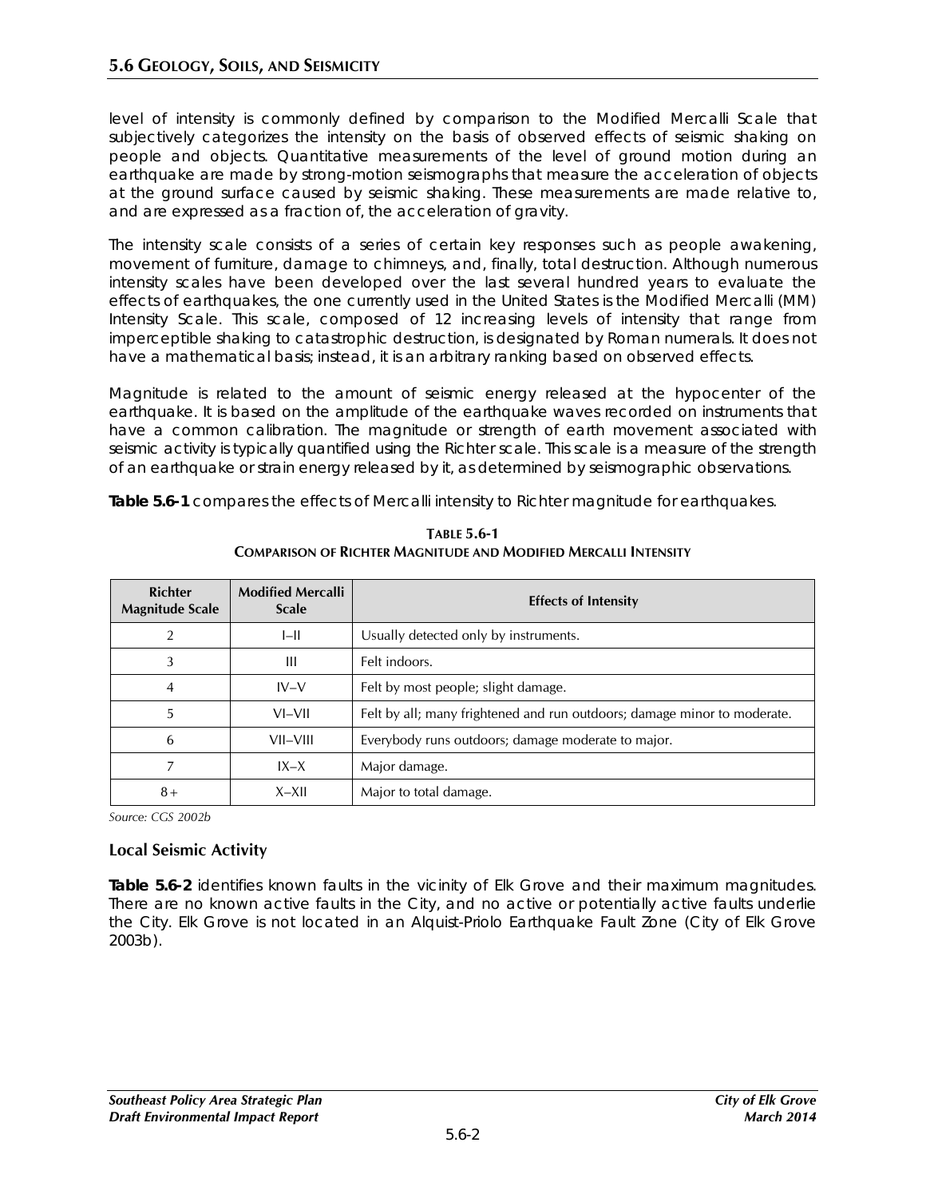level of intensity is commonly defined by comparison to the Modified Mercalli Scale that subjectively categorizes the intensity on the basis of observed effects of seismic shaking on people and objects. Quantitative measurements of the level of ground motion during an earthquake are made by strong-motion seismographs that measure the acceleration of objects at the ground surface caused by seismic shaking. These measurements are made relative to, and are expressed as a fraction of, the acceleration of gravity.

The intensity scale consists of a series of certain key responses such as people awakening, movement of furniture, damage to chimneys, and, finally, total destruction. Although numerous intensity scales have been developed over the last several hundred years to evaluate the effects of earthquakes, the one currently used in the United States is the Modified Mercalli (MM) Intensity Scale. This scale, composed of 12 increasing levels of intensity that range from imperceptible shaking to catastrophic destruction, is designated by Roman numerals. It does not have a mathematical basis; instead, it is an arbitrary ranking based on observed effects.

Magnitude is related to the amount of seismic energy released at the hypocenter of the earthquake. It is based on the amplitude of the earthquake waves recorded on instruments that have a common calibration. The magnitude or strength of earth movement associated with seismic activity is typically quantified using the Richter scale. This scale is a measure of the strength of an earthquake or strain energy released by it, as determined by seismographic observations.

**Table 5.6-1** compares the effects of Mercalli intensity to Richter magnitude for earthquakes.

**TABLE 5.6-1**
**COMPARISON OF RICHTER MAGNITUDE AND MODIFIED MERCALLI INTENSITY**

| Richter Magnitude Scale | Modified Mercalli Scale | Effects of Intensity |
|---|---|---|
| 2 | I–II | Usually detected only by instruments. |
| 3 | III | Felt indoors. |
| 4 | IV–V | Felt by most people; slight damage. |
| 5 | VI–VII | Felt by all; many frightened and run outdoors; damage minor to moderate. |
| 6 | VII–VIII | Everybody runs outdoors; damage moderate to major. |
| 7 | IX–X | Major damage. |
| 8+ | X–XII | Major to total damage. |

*Source: CGS 2002b*

### Local Seismic Activity

**Table 5.6-2** identifies known faults in the vicinity of Elk Grove and their maximum magnitudes. There are no known active faults in the City, and no active or potentially active faults underlie the City. Elk Grove is not located in an Alquist-Priolo Earthquake Fault Zone (City of Elk Grove 2003b).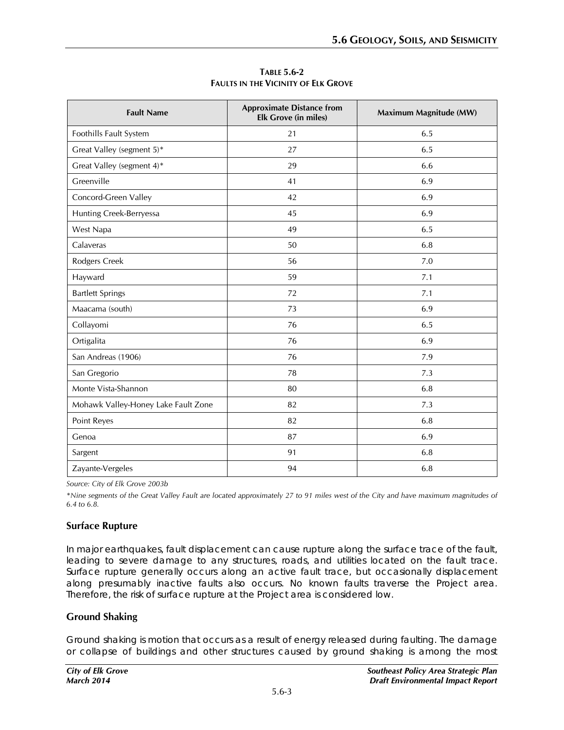**Table 5.6-2**
**Faults in the Vicinity of Elk Grove**

| Fault Name | Approximate Distance from Elk Grove (in miles) | Maximum Magnitude (MW) |
|---|---|---|
| Foothills Fault System | 21 | 6.5 |
| Great Valley (segment 5)* | 27 | 6.5 |
| Great Valley (segment 4)* | 29 | 6.6 |
| Greenville | 41 | 6.9 |
| Concord-Green Valley | 42 | 6.9 |
| Hunting Creek-Berryessa | 45 | 6.9 |
| West Napa | 49 | 6.5 |
| Calaveras | 50 | 6.8 |
| Rodgers Creek | 56 | 7.0 |
| Hayward | 59 | 7.1 |
| Bartlett Springs | 72 | 7.1 |
| Maacama (south) | 73 | 6.9 |
| Collayomi | 76 | 6.5 |
| Ortigalita | 76 | 6.9 |
| San Andreas (1906) | 76 | 7.9 |
| San Gregorio | 78 | 7.3 |
| Monte Vista-Shannon | 80 | 6.8 |
| Mohawk Valley-Honey Lake Fault Zone | 82 | 7.3 |
| Point Reyes | 82 | 6.8 |
| Genoa | 87 | 6.9 |
| Sargent | 91 | 6.8 |
| Zayante-Vergeles | 94 | 6.8 |

*Source: City of Elk Grove 2003b*

*\*Nine segments of the Great Valley Fault are located approximately 27 to 91 miles west of the City and have maximum magnitudes of 6.4 to 6.8.*

### Surface Rupture

In major earthquakes, fault displacement can cause rupture along the surface trace of the fault, leading to severe damage to any structures, roads, and utilities located on the fault trace. Surface rupture generally occurs along an active fault trace, but occasionally displacement along presumably inactive faults also occurs. No known faults traverse the Project area. Therefore, the risk of surface rupture at the Project area is considered low.

### Ground Shaking

Ground shaking is motion that occurs as a result of energy released during faulting. The damage or collapse of buildings and other structures caused by ground shaking is among the most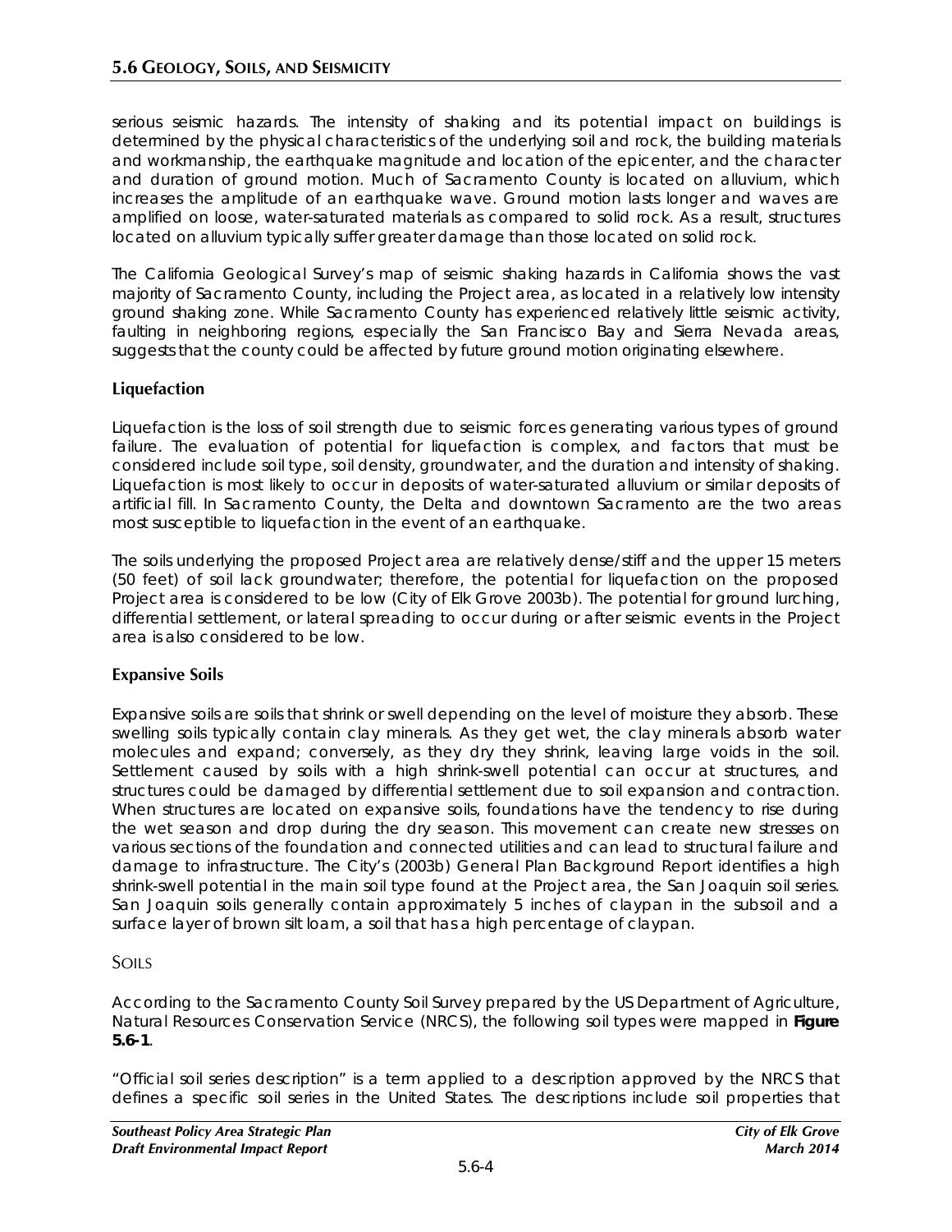serious seismic hazards. The intensity of shaking and its potential impact on buildings is determined by the physical characteristics of the underlying soil and rock, the building materials and workmanship, the earthquake magnitude and location of the epicenter, and the character and duration of ground motion. Much of Sacramento County is located on alluvium, which increases the amplitude of an earthquake wave. Ground motion lasts longer and waves are amplified on loose, water-saturated materials as compared to solid rock. As a result, structures located on alluvium typically suffer greater damage than those located on solid rock.

The California Geological Survey's map of seismic shaking hazards in California shows the vast majority of Sacramento County, including the Project area, as located in a relatively low intensity ground shaking zone. While Sacramento County has experienced relatively little seismic activity, faulting in neighboring regions, especially the San Francisco Bay and Sierra Nevada areas, suggests that the county could be affected by future ground motion originating elsewhere.

### Liquefaction

Liquefaction is the loss of soil strength due to seismic forces generating various types of ground failure. The evaluation of potential for liquefaction is complex, and factors that must be considered include soil type, soil density, groundwater, and the duration and intensity of shaking. Liquefaction is most likely to occur in deposits of water-saturated alluvium or similar deposits of artificial fill. In Sacramento County, the Delta and downtown Sacramento are the two areas most susceptible to liquefaction in the event of an earthquake.

The soils underlying the proposed Project area are relatively dense/stiff and the upper 15 meters (50 feet) of soil lack groundwater; therefore, the potential for liquefaction on the proposed Project area is considered to be low (City of Elk Grove 2003b). The potential for ground lurching, differential settlement, or lateral spreading to occur during or after seismic events in the Project area is also considered to be low.

### Expansive Soils

Expansive soils are soils that shrink or swell depending on the level of moisture they absorb. These swelling soils typically contain clay minerals. As they get wet, the clay minerals absorb water molecules and expand; conversely, as they dry they shrink, leaving large voids in the soil. Settlement caused by soils with a high shrink-swell potential can occur at structures, and structures could be damaged by differential settlement due to soil expansion and contraction. When structures are located on expansive soils, foundations have the tendency to rise during the wet season and drop during the dry season. This movement can create new stresses on various sections of the foundation and connected utilities and can lead to structural failure and damage to infrastructure. The City's (2003b) General Plan Background Report identifies a high shrink-swell potential in the main soil type found at the Project area, the San Joaquin soil series. San Joaquin soils generally contain approximately 5 inches of claypan in the subsoil and a surface layer of brown silt loam, a soil that has a high percentage of claypan.

## SOILS

According to the Sacramento County Soil Survey prepared by the US Department of Agriculture, Natural Resources Conservation Service (NRCS), the following soil types were mapped in **Figure 5.6-1**.

"Official soil series description" is a term applied to a description approved by the NRCS that defines a specific soil series in the United States. The descriptions include soil properties that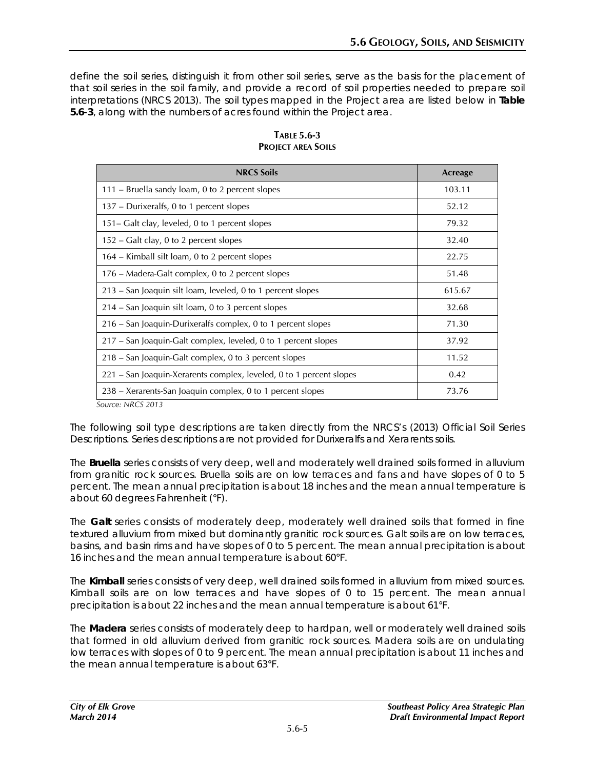define the soil series, distinguish it from other soil series, serve as the basis for the placement of that soil series in the soil family, and provide a record of soil properties needed to prepare soil interpretations (NRCS 2013). The soil types mapped in the Project area are listed below in **Table 5.6-3**, along with the numbers of acres found within the Project area.

**TABLE 5.6-3**
**PROJECT AREA SOILS**

| NRCS Soils | Acreage |
|---|---|
| 111 – Bruella sandy loam, 0 to 2 percent slopes | 103.11 |
| 137 – Durixeralfs, 0 to 1 percent slopes | 52.12 |
| 151– Galt clay, leveled, 0 to 1 percent slopes | 79.32 |
| 152 – Galt clay, 0 to 2 percent slopes | 32.40 |
| 164 – Kimball silt loam, 0 to 2 percent slopes | 22.75 |
| 176 – Madera-Galt complex, 0 to 2 percent slopes | 51.48 |
| 213 – San Joaquin silt loam, leveled, 0 to 1 percent slopes | 615.67 |
| 214 – San Joaquin silt loam, 0 to 3 percent slopes | 32.68 |
| 216 – San Joaquin-Durixeralfs complex, 0 to 1 percent slopes | 71.30 |
| 217 – San Joaquin-Galt complex, leveled, 0 to 1 percent slopes | 37.92 |
| 218 – San Joaquin-Galt complex, 0 to 3 percent slopes | 11.52 |
| 221 – San Joaquin-Xerarents complex, leveled, 0 to 1 percent slopes | 0.42 |
| 238 – Xerarents-San Joaquin complex, 0 to 1 percent slopes | 73.76 |

*Source: NRCS 2013*

The following soil type descriptions are taken directly from the NRCS's (2013) Official Soil Series Descriptions. Series descriptions are not provided for Durixeralfs and Xerarents soils.

The **Bruella** series consists of very deep, well and moderately well drained soils formed in alluvium from granitic rock sources. Bruella soils are on low terraces and fans and have slopes of 0 to 5 percent. The mean annual precipitation is about 18 inches and the mean annual temperature is about 60 degrees Fahrenheit (°F).

The **Galt** series consists of moderately deep, moderately well drained soils that formed in fine textured alluvium from mixed but dominantly granitic rock sources. Galt soils are on low terraces, basins, and basin rims and have slopes of 0 to 5 percent. The mean annual precipitation is about 16 inches and the mean annual temperature is about 60°F.

The **Kimball** series consists of very deep, well drained soils formed in alluvium from mixed sources. Kimball soils are on low terraces and have slopes of 0 to 15 percent. The mean annual precipitation is about 22 inches and the mean annual temperature is about 61°F.

The **Madera** series consists of moderately deep to hardpan, well or moderately well drained soils that formed in old alluvium derived from granitic rock sources. Madera soils are on undulating low terraces with slopes of 0 to 9 percent. The mean annual precipitation is about 11 inches and the mean annual temperature is about 63°F.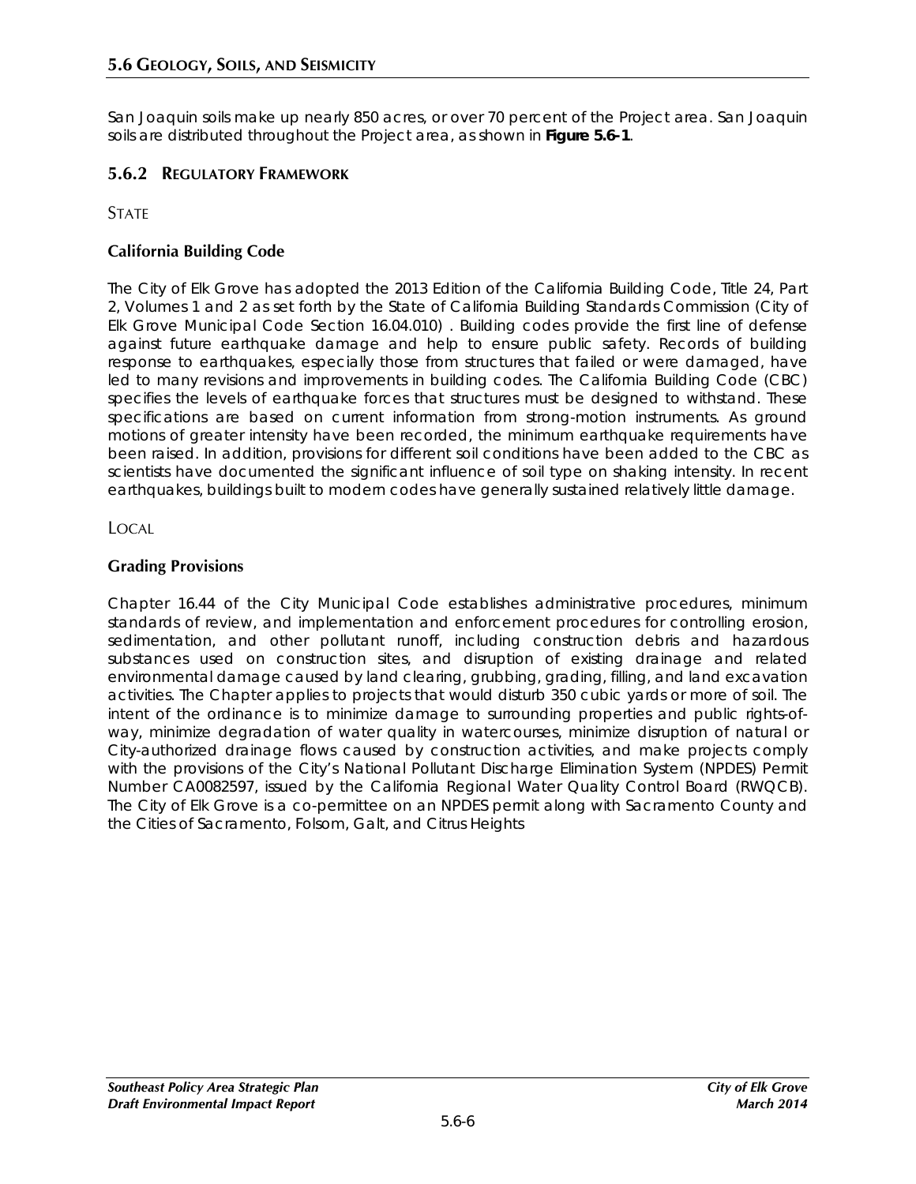San Joaquin soils make up nearly 850 acres, or over 70 percent of the Project area. San Joaquin soils are distributed throughout the Project area, as shown in **Figure 5.6-1**.

## 5.6.2 REGULATORY FRAMEWORK

STATE

### California Building Code

The City of Elk Grove has adopted the 2013 Edition of the California Building Code, Title 24, Part 2, Volumes 1 and 2 as set forth by the State of California Building Standards Commission (City of Elk Grove Municipal Code Section 16.04.010) . Building codes provide the first line of defense against future earthquake damage and help to ensure public safety. Records of building response to earthquakes, especially those from structures that failed or were damaged, have led to many revisions and improvements in building codes. The California Building Code (CBC) specifies the levels of earthquake forces that structures must be designed to withstand. These specifications are based on current information from strong-motion instruments. As ground motions of greater intensity have been recorded, the minimum earthquake requirements have been raised. In addition, provisions for different soil conditions have been added to the CBC as scientists have documented the significant influence of soil type on shaking intensity. In recent earthquakes, buildings built to modern codes have generally sustained relatively little damage.

LOCAL

### Grading Provisions

Chapter 16.44 of the City Municipal Code establishes administrative procedures, minimum standards of review, and implementation and enforcement procedures for controlling erosion, sedimentation, and other pollutant runoff, including construction debris and hazardous substances used on construction sites, and disruption of existing drainage and related environmental damage caused by land clearing, grubbing, grading, filling, and land excavation activities. The Chapter applies to projects that would disturb 350 cubic yards or more of soil. The intent of the ordinance is to minimize damage to surrounding properties and public rights-of-way, minimize degradation of water quality in watercourses, minimize disruption of natural or City-authorized drainage flows caused by construction activities, and make projects comply with the provisions of the City's National Pollutant Discharge Elimination System (NPDES) Permit Number CA0082597, issued by the California Regional Water Quality Control Board (RWQCB). The City of Elk Grove is a co-permittee on an NPDES permit along with Sacramento County and the Cities of Sacramento, Folsom, Galt, and Citrus Heights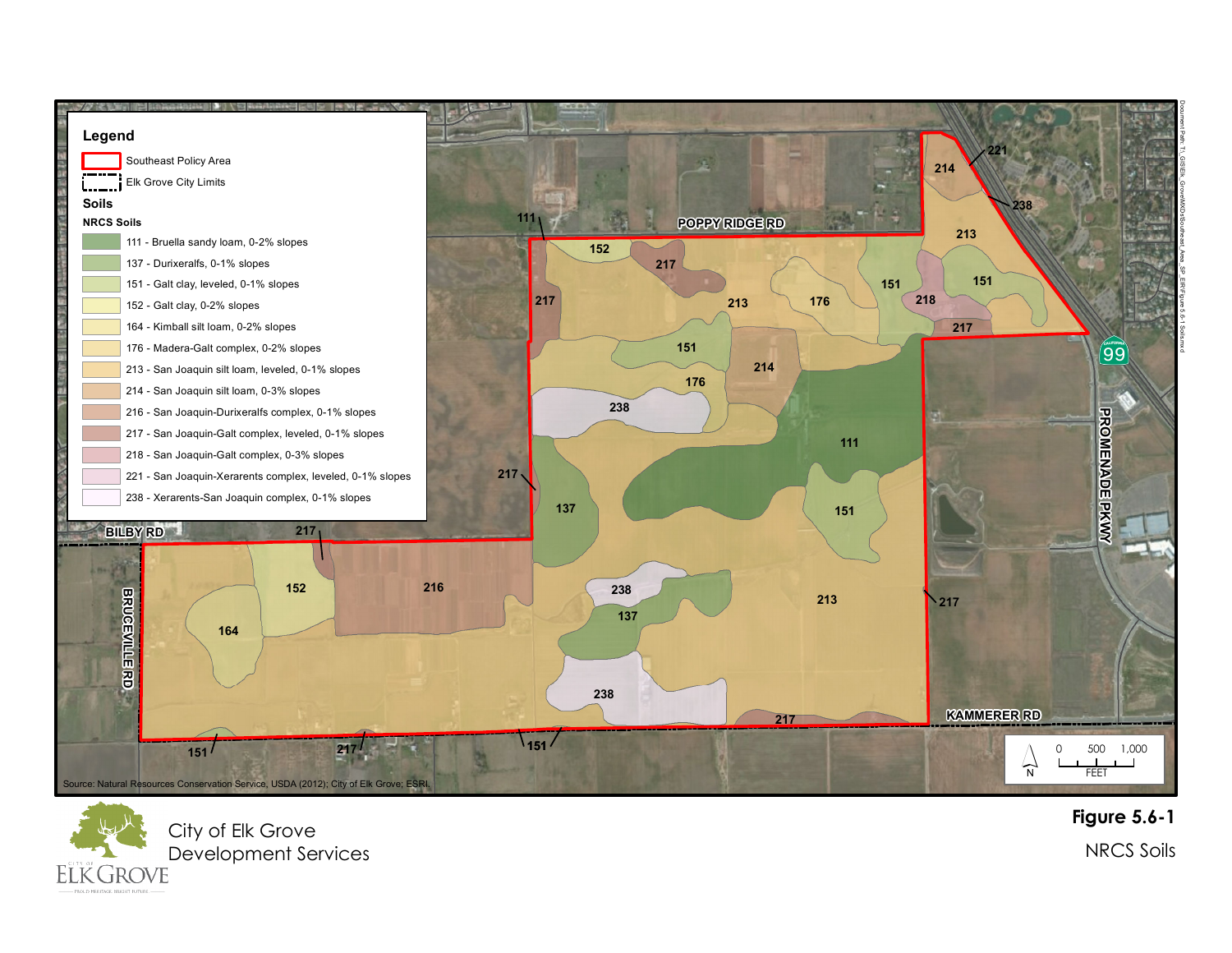## Legend

- Southeast Policy Area
- Elk Grove City Limits

**Soils**

**NRCS Soils**

- 111 - Bruella sandy loam, 0-2% slopes
- 137 - Durixeralfs, 0-1% slopes
- 151 - Galt clay, leveled, 0-1% slopes
- 152 - Galt clay, 0-2% slopes
- 164 - Kimball silt loam, 0-2% slopes
- 176 - Madera-Galt complex, 0-2% slopes
- 213 - San Joaquin silt loam, leveled, 0-1% slopes
- 214 - San Joaquin silt loam, 0-3% slopes
- 216 - San Joaquin-Durixeralfs complex, 0-1% slopes
- 217 - San Joaquin-Galt complex, leveled, 0-1% slopes
- 218 - San Joaquin-Galt complex, 0-3% slopes
- 221 - San Joaquin-Xerarents complex, leveled, 0-1% slopes
- 238 - Xerarents-San Joaquin complex, 0-1% slopes

POPPY RIDGE RD · BILBY RD · BRUCEVILLE RD · KAMMERER RD · PROMENADE PKWY · 99

0 500 1,000 FEET

Source: Natural Resources Conservation Service, USDA (2012); City of Elk Grove; ESRI.

City of Elk Grove Development Services

**Figure 5.6-1**

NRCS Soils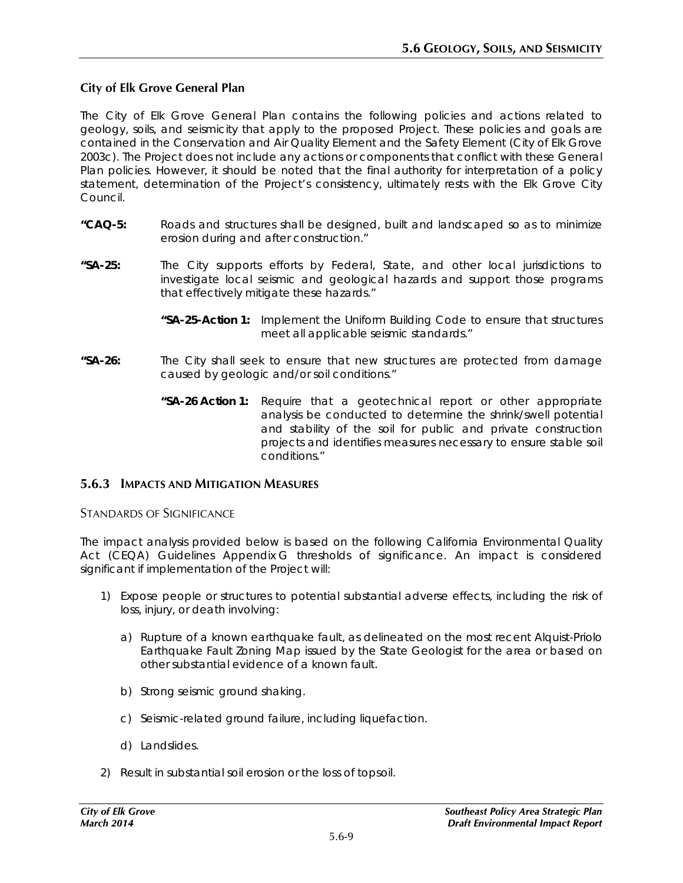### City of Elk Grove General Plan

The City of Elk Grove General Plan contains the following policies and actions related to geology, soils, and seismicity that apply to the proposed Project. These policies and goals are contained in the Conservation and Air Quality Element and the Safety Element (City of Elk Grove 2003c). The Project does not include any actions or components that conflict with these General Plan policies. However, it should be noted that the final authority for interpretation of a policy statement, determination of the Project's consistency, ultimately rests with the Elk Grove City Council.

**"CAQ-5:** Roads and structures shall be designed, built and landscaped so as to minimize erosion during and after construction."

**"SA-25:** The City supports efforts by Federal, State, and other local jurisdictions to investigate local seismic and geological hazards and support those programs that effectively mitigate these hazards."

> **"SA-25-Action 1:** Implement the Uniform Building Code to ensure that structures meet all applicable seismic standards."

**"SA-26:** The City shall seek to ensure that new structures are protected from damage caused by geologic and/or soil conditions."

> **"SA-26 Action 1:** Require that a geotechnical report or other appropriate analysis be conducted to determine the shrink/swell potential and stability of the soil for public and private construction projects and identifies measures necessary to ensure stable soil conditions."

## 5.6.3 Impacts and Mitigation Measures

### Standards of Significance

The impact analysis provided below is based on the following California Environmental Quality Act (CEQA) Guidelines Appendix G thresholds of significance. An impact is considered significant if implementation of the Project will:

1) Expose people or structures to potential substantial adverse effects, including the risk of loss, injury, or death involving:

    a) Rupture of a known earthquake fault, as delineated on the most recent Alquist-Priolo Earthquake Fault Zoning Map issued by the State Geologist for the area or based on other substantial evidence of a known fault.

    b) Strong seismic ground shaking.

    c) Seismic-related ground failure, including liquefaction.

    d) Landslides.

2) Result in substantial soil erosion or the loss of topsoil.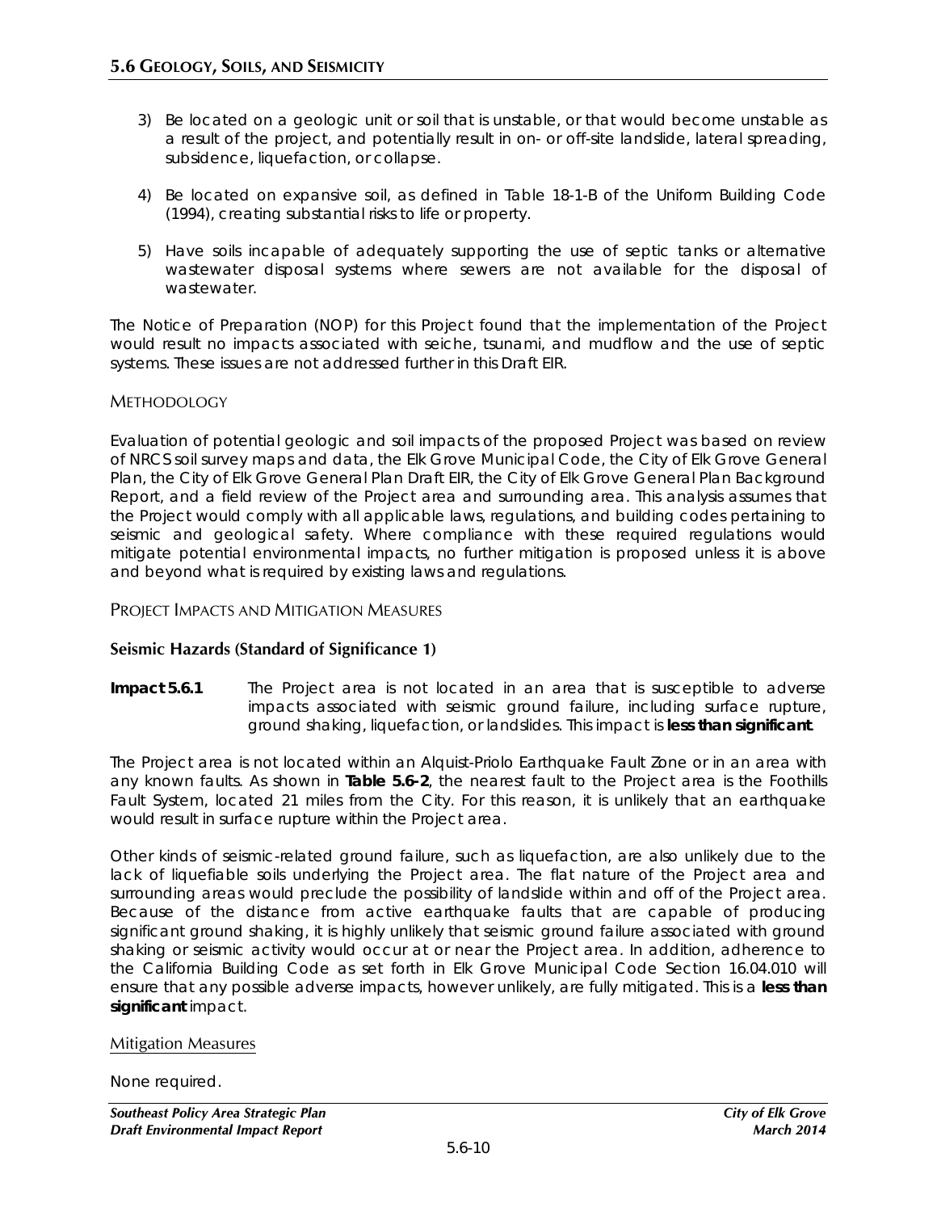3) Be located on a geologic unit or soil that is unstable, or that would become unstable as a result of the project, and potentially result in on- or off-site landslide, lateral spreading, subsidence, liquefaction, or collapse.

4) Be located on expansive soil, as defined in Table 18-1-B of the Uniform Building Code (1994), creating substantial risks to life or property.

5) Have soils incapable of adequately supporting the use of septic tanks or alternative wastewater disposal systems where sewers are not available for the disposal of wastewater.

The Notice of Preparation (NOP) for this Project found that the implementation of the Project would result no impacts associated with seiche, tsunami, and mudflow and the use of septic systems. These issues are not addressed further in this Draft EIR.

### METHODOLOGY

Evaluation of potential geologic and soil impacts of the proposed Project was based on review of NRCS soil survey maps and data, the Elk Grove Municipal Code, the City of Elk Grove General Plan, the City of Elk Grove General Plan Draft EIR, the City of Elk Grove General Plan Background Report, and a field review of the Project area and surrounding area. This analysis assumes that the Project would comply with all applicable laws, regulations, and building codes pertaining to seismic and geological safety. Where compliance with these required regulations would mitigate potential environmental impacts, no further mitigation is proposed unless it is above and beyond what is required by existing laws and regulations.

### PROJECT IMPACTS AND MITIGATION MEASURES

#### Seismic Hazards (Standard of Significance 1)

**Impact 5.6.1** The Project area is not located in an area that is susceptible to adverse impacts associated with seismic ground failure, including surface rupture, ground shaking, liquefaction, or landslides. This impact is **less than significant**.

The Project area is not located within an Alquist-Priolo Earthquake Fault Zone or in an area with any known faults. As shown in **Table 5.6-2**, the nearest fault to the Project area is the Foothills Fault System, located 21 miles from the City. For this reason, it is unlikely that an earthquake would result in surface rupture within the Project area.

Other kinds of seismic-related ground failure, such as liquefaction, are also unlikely due to the lack of liquefiable soils underlying the Project area. The flat nature of the Project area and surrounding areas would preclude the possibility of landslide within and off of the Project area. Because of the distance from active earthquake faults that are capable of producing significant ground shaking, it is highly unlikely that seismic ground failure associated with ground shaking or seismic activity would occur at or near the Project area. In addition, adherence to the California Building Code as set forth in Elk Grove Municipal Code Section 16.04.010 will ensure that any possible adverse impacts, however unlikely, are fully mitigated. This is a **less than significant** impact.

<u>Mitigation Measures</u>

None required.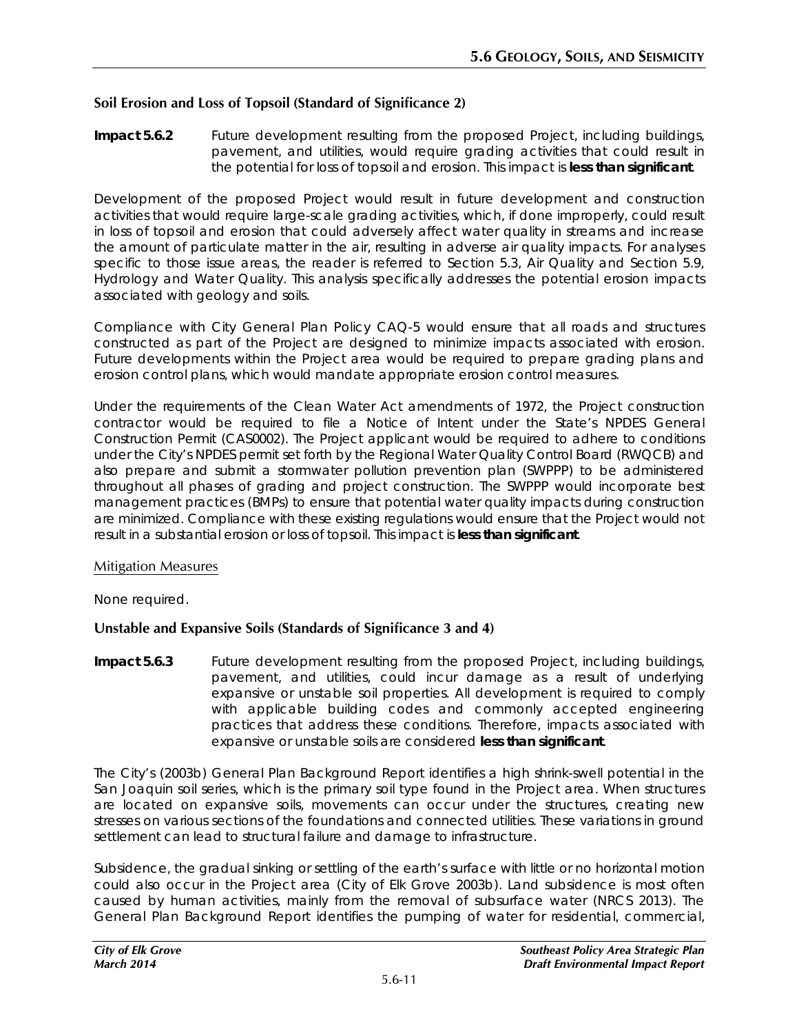### Soil Erosion and Loss of Topsoil (Standard of Significance 2)

**Impact 5.6.2** Future development resulting from the proposed Project, including buildings, pavement, and utilities, would require grading activities that could result in the potential for loss of topsoil and erosion. This impact is **less than significant**.

Development of the proposed Project would result in future development and construction activities that would require large-scale grading activities, which, if done improperly, could result in loss of topsoil and erosion that could adversely affect water quality in streams and increase the amount of particulate matter in the air, resulting in adverse air quality impacts. For analyses specific to those issue areas, the reader is referred to Section 5.3, Air Quality and Section 5.9, Hydrology and Water Quality. This analysis specifically addresses the potential erosion impacts associated with geology and soils.

Compliance with City General Plan Policy CAQ-5 would ensure that all roads and structures constructed as part of the Project are designed to minimize impacts associated with erosion. Future developments within the Project area would be required to prepare grading plans and erosion control plans, which would mandate appropriate erosion control measures.

Under the requirements of the Clean Water Act amendments of 1972, the Project construction contractor would be required to file a Notice of Intent under the State's NPDES General Construction Permit (CAS0002). The Project applicant would be required to adhere to conditions under the City's NPDES permit set forth by the Regional Water Quality Control Board (RWQCB) and also prepare and submit a stormwater pollution prevention plan (SWPPP) to be administered throughout all phases of grading and project construction. The SWPPP would incorporate best management practices (BMPs) to ensure that potential water quality impacts during construction are minimized. Compliance with these existing regulations would ensure that the Project would not result in a substantial erosion or loss of topsoil. This impact is **less than significant**.

#### Mitigation Measures

None required.

### Unstable and Expansive Soils (Standards of Significance 3 and 4)

**Impact 5.6.3** Future development resulting from the proposed Project, including buildings, pavement, and utilities, could incur damage as a result of underlying expansive or unstable soil properties. All development is required to comply with applicable building codes and commonly accepted engineering practices that address these conditions. Therefore, impacts associated with expansive or unstable soils are considered **less than significant**.

The City's (2003b) General Plan Background Report identifies a high shrink-swell potential in the San Joaquin soil series, which is the primary soil type found in the Project area. When structures are located on expansive soils, movements can occur under the structures, creating new stresses on various sections of the foundations and connected utilities. These variations in ground settlement can lead to structural failure and damage to infrastructure.

Subsidence, the gradual sinking or settling of the earth's surface with little or no horizontal motion could also occur in the Project area (City of Elk Grove 2003b). Land subsidence is most often caused by human activities, mainly from the removal of subsurface water (NRCS 2013). The General Plan Background Report identifies the pumping of water for residential, commercial,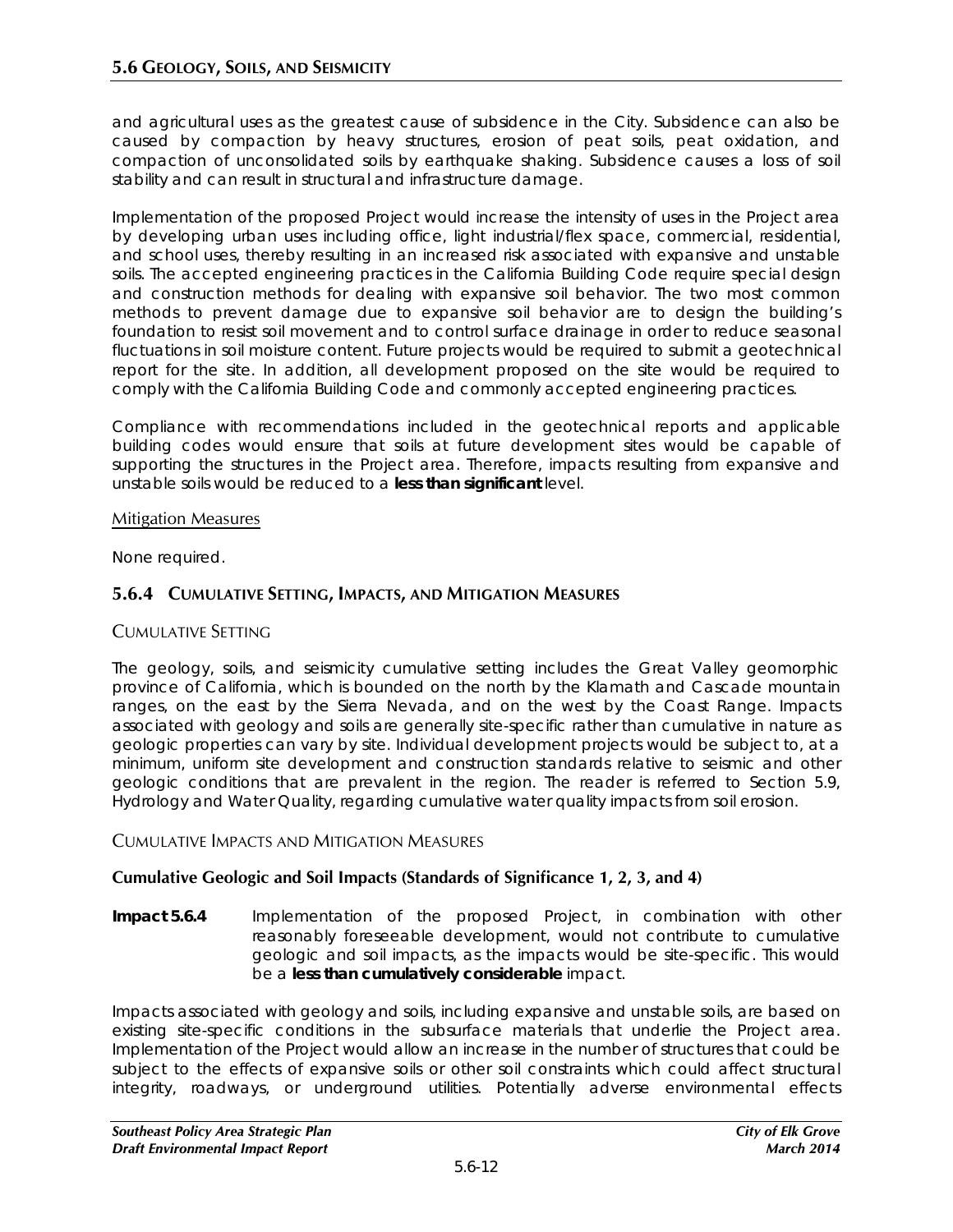and agricultural uses as the greatest cause of subsidence in the City. Subsidence can also be caused by compaction by heavy structures, erosion of peat soils, peat oxidation, and compaction of unconsolidated soils by earthquake shaking. Subsidence causes a loss of soil stability and can result in structural and infrastructure damage.

Implementation of the proposed Project would increase the intensity of uses in the Project area by developing urban uses including office, light industrial/flex space, commercial, residential, and school uses, thereby resulting in an increased risk associated with expansive and unstable soils. The accepted engineering practices in the California Building Code require special design and construction methods for dealing with expansive soil behavior. The two most common methods to prevent damage due to expansive soil behavior are to design the building's foundation to resist soil movement and to control surface drainage in order to reduce seasonal fluctuations in soil moisture content. Future projects would be required to submit a geotechnical report for the site. In addition, all development proposed on the site would be required to comply with the California Building Code and commonly accepted engineering practices.

Compliance with recommendations included in the geotechnical reports and applicable building codes would ensure that soils at future development sites would be capable of supporting the structures in the Project area. Therefore, impacts resulting from expansive and unstable soils would be reduced to a **less than significant** level.

Mitigation Measures

None required.

## 5.6.4 Cumulative Setting, Impacts, and Mitigation Measures

### Cumulative Setting

The geology, soils, and seismicity cumulative setting includes the Great Valley geomorphic province of California, which is bounded on the north by the Klamath and Cascade mountain ranges, on the east by the Sierra Nevada, and on the west by the Coast Range. Impacts associated with geology and soils are generally site-specific rather than cumulative in nature as geologic properties can vary by site. Individual development projects would be subject to, at a minimum, uniform site development and construction standards relative to seismic and other geologic conditions that are prevalent in the region. The reader is referred to Section 5.9, Hydrology and Water Quality, regarding cumulative water quality impacts from soil erosion.

### Cumulative Impacts and Mitigation Measures

#### Cumulative Geologic and Soil Impacts (Standards of Significance 1, 2, 3, and 4)

**Impact 5.6.4** Implementation of the proposed Project, in combination with other reasonably foreseeable development, would not contribute to cumulative geologic and soil impacts, as the impacts would be site-specific. This would be a **less than cumulatively considerable** impact.

Impacts associated with geology and soils, including expansive and unstable soils, are based on existing site-specific conditions in the subsurface materials that underlie the Project area. Implementation of the Project would allow an increase in the number of structures that could be subject to the effects of expansive soils or other soil constraints which could affect structural integrity, roadways, or underground utilities. Potentially adverse environmental effects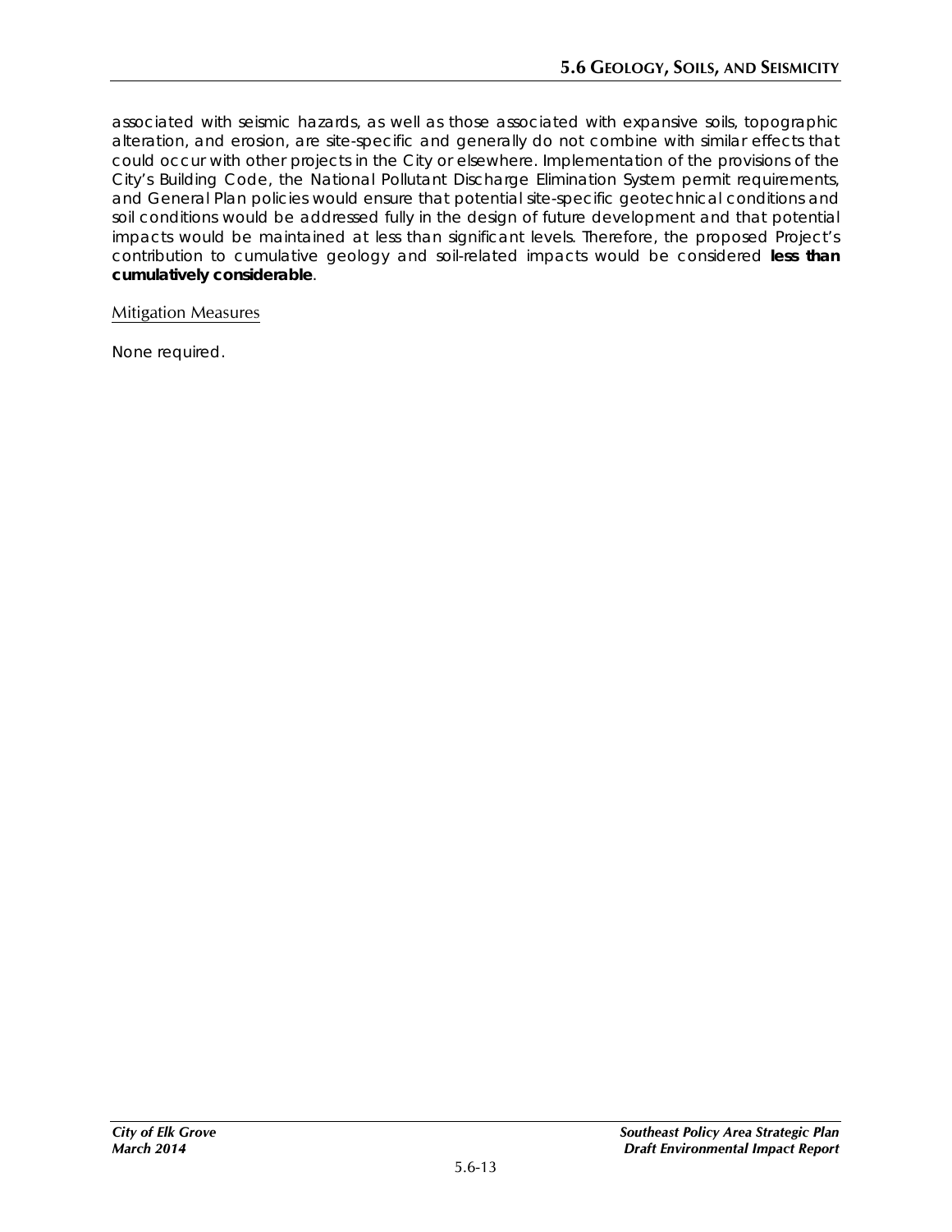associated with seismic hazards, as well as those associated with expansive soils, topographic alteration, and erosion, are site-specific and generally do not combine with similar effects that could occur with other projects in the City or elsewhere. Implementation of the provisions of the City's Building Code, the National Pollutant Discharge Elimination System permit requirements, and General Plan policies would ensure that potential site-specific geotechnical conditions and soil conditions would be addressed fully in the design of future development and that potential impacts would be maintained at less than significant levels. Therefore, the proposed Project's contribution to cumulative geology and soil-related impacts would be considered **less than cumulatively considerable**.

Mitigation Measures

None required.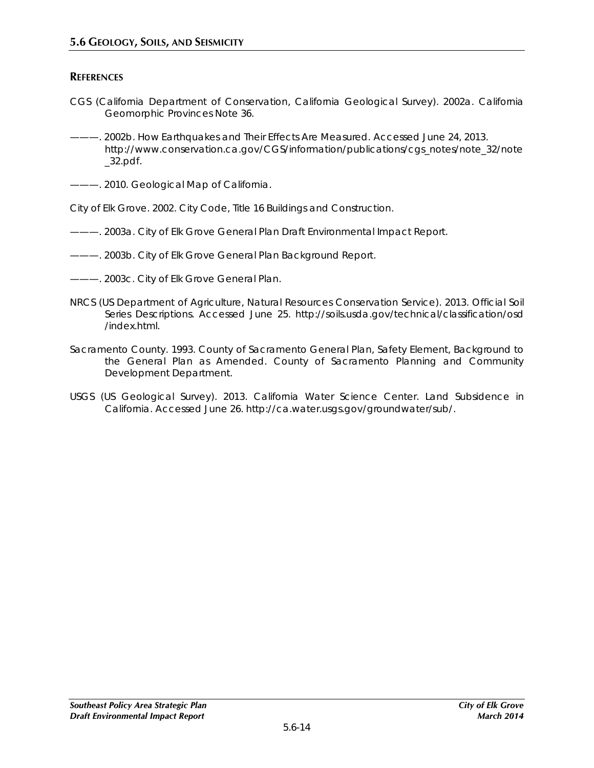## REFERENCES

CGS (California Department of Conservation, California Geological Survey). 2002a. California Geomorphic Provinces Note 36.

———. 2002b. How Earthquakes and Their Effects Are Measured. Accessed June 24, 2013. http://www.conservation.ca.gov/CGS/information/publications/cgs_notes/note_32/note_32.pdf.

———. 2010. Geological Map of California.

City of Elk Grove. 2002. City Code, Title 16 Buildings and Construction.

———. 2003a. City of Elk Grove General Plan Draft Environmental Impact Report.

———. 2003b. City of Elk Grove General Plan Background Report.

———. 2003c. City of Elk Grove General Plan.

NRCS (US Department of Agriculture, Natural Resources Conservation Service). 2013. Official Soil Series Descriptions. Accessed June 25. http://soils.usda.gov/technical/classification/osd/index.html.

Sacramento County. 1993. County of Sacramento General Plan, Safety Element, Background to the General Plan as Amended. County of Sacramento Planning and Community Development Department.

USGS (US Geological Survey). 2013. California Water Science Center. Land Subsidence in California. Accessed June 26. http://ca.water.usgs.gov/groundwater/sub/.